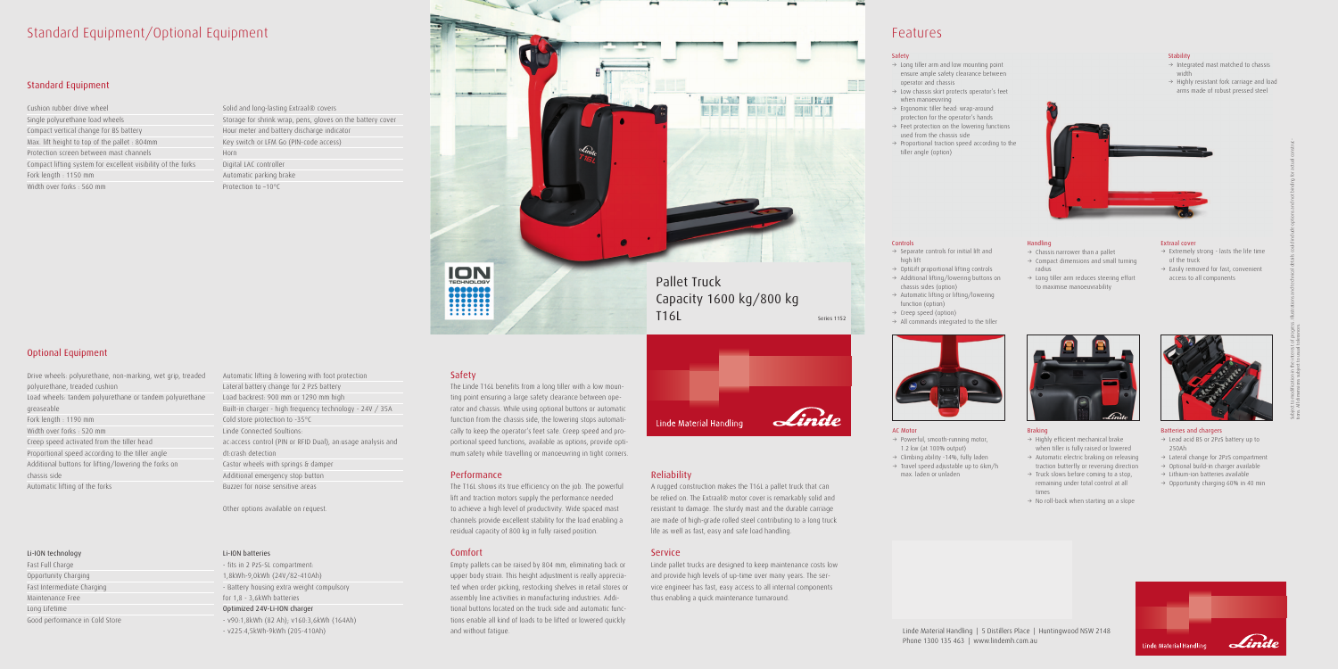# Standard Equipment/Optional Equipment

## Standard Equipment

| | |
|---|---|
| Cushion rubber drive wheel | Solid and long-lasting Extraal® covers |
| Single polyurethane load wheels | Storage for shrink wrap, pens, gloves on the battery cover |
| Compact vertical change for BS battery | Hour meter and battery discharge indicator |
| Max. lift height to top of the pallet : 804mm | Key switch or LFM Go (PIN-code access) |
| Protection screen between mast channels | Horn |
| Compact lifting system for excellent visibility of the forks | Digital LAC controller |
| Fork length : 1150 mm | Automatic parking brake |
| Width over forks : 560 mm | Protection to −10°C |

## Optional Equipment

| | |
|---|---|
| Drive wheels: polyurethane, non-marking, wet grip, treaded polyurethane, treaded cushion | Automatic lifting & lowering with foot protection |
| Load wheels: tandem polyurethane or tandem polyurethane greaseable | Lateral battery change for 2 PzS battery |
| Fork length : 1190 mm | Load backrest: 900 mm or 1290 mm high |
| Width over forks : 520 mm | Built-in charger - high frequency technology - 24V / 35A |
| Creep speed activated from the tiller head | Cold store protection to -35°C |
| Proportional speed according to the tiller angle | Linde Connected Soultions: |
| Additional buttons for lifting/lowering the forks on chassis side | ac:access control (PIN or RFID Dual), an:usage analysis and dt:crash detection |
| Automatic lifting of the forks | Castor wheels with springs & damper |
| | Additional emergency stop button |
| | Buzzer for noise sensitive areas |

Other options available on request.

### Li-ION technology

Fast Full Charge
Opportunity Charging
Fast Intermediate Charging
Maintenance Free
Long Lifetime
Good performance in Cold Store

### Li-ION batteries

- fits in 2 PzS-SL compartment:
1,8kWh-9,0kWh (24V/82-410Ah)
- Battery housing extra weight compulsory for 1,8 - 3,6kWh batteries

Optimized 24V-Li-ION charger

- v90:1,8kWh (82 Ah); v160:3,6kWh (164Ah)
- v225:4,5kWh-9kWh (205-410Ah)

# Pallet Truck
Capacity 1600 kg/800 kg
T16L

Series 1152

Linde Material Handling

## Safety

The Linde T16L benefits from a long tiller with a low mounting point ensuring a large safety clearance between operator and chassis. While using optional buttons or automatic function from the chassis side, the lowering stops automatically to keep the operator's feet safe. Creep speed and proportional speed functions, available as options, provide optimum safety while travelling or manoeuvring in tight corners.

## Performance

The T16L shows its true efficiency on the job. The powerful lift and traction motors supply the performance needed to achieve a high level of productivity. Wide spaced mast channels provide excellent stability for the load enabling a residual capacity of 800 kg in fully raised position.

## Comfort

Empty pallets can be raised by 804 mm, eliminating back or upper body strain. This height adjustment is really appreciated when order picking, restocking shelves in retail stores or assembly line activities in manufacturing industries. Additional buttons located on the truck side and automatic functions enable all kind of loads to be lifted or lowered quickly and without fatigue.

## Reliability

A rugged construction makes the T16L a pallet truck that can be relied on. The Extraal® motor cover is remarkably solid and resistant to damage. The sturdy mast and the durable carriage are made of high-grade rolled steel contributing to a long truck life as well as fast, easy and safe load handling.

## Service

Linde pallet trucks are designed to keep maintenance costs low and provide high levels of up-time over many years. The service engineer has fast, easy access to all internal components thus enabling a quick maintenance turnaround.

# Features

### Safety

- Long tiller arm and low mounting point ensure ample safety clearance between operator and chassis
- Low chassis skirt protects operator's feet when manoeuvring
- Ergonomic tiller head wrap-around protection for the operator's hands
- Feet protection on the lowering functions used from the chassis side
- Proportional traction speed according to the tiller angle (option)

### Stability

- Integrated mast matched to chassis width
- Highly resistant fork carriage and load arms made of robust pressed steel

### Controls

- Separate controls for initial lift and high lift
- Optilift proportional lifting controls
- Additional lifting/lowering buttons on chassis sides (option)
- Automatic lifting or lifting/lowering function (option)
- Creep speed (option)
- All commands integrated to the tiller

### Handling

- Chassis narrower than a pallet
- Compact dimensions and small turning radius
- Long tiller arm reduces steering effort to maximise manoeuvrability

### Extraal cover

- Extremely strong - lasts the life time of the truck
- Easily removed for fast, convenient access to all components

### AC Motor

- Powerful, smooth-running motor, 1.2 kw (at 100% output)
- Climbing ability -14%, fully laden
- Travel speed adjustable up to 6km/h max. laden or unladen

### Braking

- Highly efficient mechanical brake when tiller is fully raised or lowered
- Automatic electric braking on releasing traction butterfly or reversing direction
- Truck slows before coming to a stop, remaining under total control at all times
- No roll-back when starting on a slope

### Batteries and chargers

- Lead acid BS or 2PzS battery up to 250Ah
- Lateral change for 2PzS compartment
- Optional build-in charger available
- Lithium-ion batteries available
- Opportunity charging 60% in 40 min

Subject to modifications in the interest of progress. Illustrations and technical details could include options and not binding for actual constructions. All dimensions subject to usual tolerances.

Linde Material Handling | 5 Distillers Place | Huntingwood NSW 2148
Phone 1300 135 463 | www.lindemh.com.au

Linde Material Handling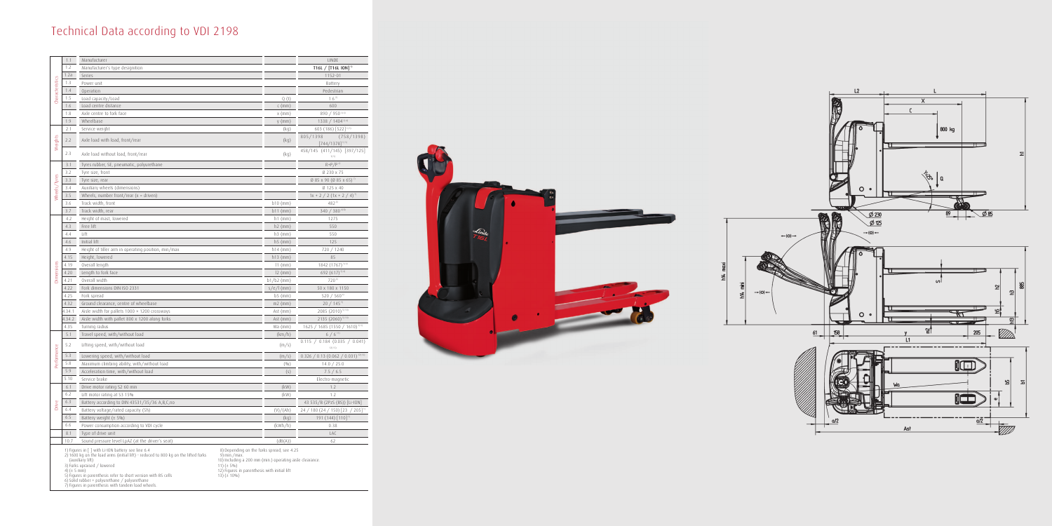# Technical Data according to VDI 2198

| | | | | |
|---|---|---|---|---|
| Characteristics | 1.1 | Manufacturer | | LINDE |
| | 1.2 | Manufacturer's type designition | | T16L / [T16L ION] [1] |
| | 1.2a | Series | | 1152-01 |
| | 1.3 | Power unit | | Battery |
| | 1.4 | Operation | | Pedestrian |
| | 1.5 | Load capacity/Load | Q (t) | 1.6 [2] |
| | 1.6 | Load centre distance | c (mm) | 600 |
| | 1.8 | Axle centre to fork face | x (mm) | 890 / 950 [3,5] |
| | 1.9 | Wheelbase | y (mm) | 1338 / 1404 [3,5] |
| Weights | 2.1 | Service weight | (kg) | 603 (586) [522] [1,5] |
| | 2.2 | Axle load with load, front/rear | (kg) | 805/1398 (758/1398) [744/1378] [1,5] |
| | 2.3 | Axle load without load, front/rear | (kg) | 458/145 (411/145) [397/125] [1,5] |
| Wheels / Tyres | 3.1 | Tyres rubber, SE, pneumatic, polyurethane | | R+P/P [6] |
| | 3.2 | Tyre size, front | | Ø 230 x 75 |
| | 3.3 | Tyre size, rear | | Ø 85 x 90 (Ø 85 x 65) [7] |
| | 3.4 | Auxiliary wheels (dimensions) | | Ø 125 x 40 |
| | 3.5 | Wheels, number front/rear (x = driven) | | 1x + 2 / 2 (1x + 2 / 4) [7] |
| | 3.6 | Track width, front | b10 (mm) | 482 [4] |
| | 3.7 | Track width, rear | b11 (mm) | 340 / 380 [4,8] |
| Dimensions | 4.2 | Height of mast, lowered | h1 (mm) | 1275 |
| | 4.3 | Free lift | h2 (mm) | 550 |
| | 4.4 | Lift | h3 (mm) | 550 |
| | 4.6 | Initial lift | h5 (mm) | 125 |
| | 4.9 | Height of tiller arm in operating position, min/max | h14 (mm) | 720 / 1240 |
| | 4.15 | Height, lowered | h13 (mm) | 85 |
| | 4.19 | Overall length | l1 (mm) | 1842 (1767) [1,5] |
| | 4.20 | Length to fork face | l2 (mm) | 692 (617) [1,5] |
| | 4.21 | Overall width | b1/b2 (mm) | 720 [4] |
| | 4.22 | Fork dimensions DIN ISO 2331 | s/e/l (mm) | 50 x 180 x 1150 |
| | 4.25 | Fork spread | b5 (mm) | 520 / 560 [4] |
| | 4.32 | Ground clearance, centre of wheelbase | m2 (mm) | 20 / 145 [3] |
| | 4.34.1 | Aisle width for pallets 1000 × 1200 crossways | Ast (mm) | 2085 (2010) [5,10] |
| | 4.34.2 | Aisle width with pallet 800 x 1200 along forks | Ast (mm) | 2135 (2060) [5,10] |
| | 4.35 | Turning radius | Wa (mm) | 1625 / 1685 (1550 / 1610) [3,5] |
| Performance | 5.1 | Travel speed, with/without load | (km/h) | 6 / 6 [11] |
| | 5.2 | Lifting speed, with/without load | (m/s) | 0.115 / 0.184 (0.035 / 0.041) [12,13] |
| | 5.3 | Lowering speed, with/without load | (m/s) | 0.326 / 0.13 (0.062 / 0.031) [12,13] |
| | 5.8 | Maximum climbing ability, with/without load | (%) | 14.0 / 25.0 |
| | 5.9 | Acceleration time, with/without load | (s) | 7.5 / 6.5 |
| | 5.10 | Service brake | | Electro-magnetic |
| Drive | 6.1 | Drive motor rating S2 60 min | (kW) | 1.2 |
| | 6.2 | Lift motor rating at S3 15% | (kW) | 1.2 |
| | 6.3 | Battery according to DIN 43531/35/36 A,B,C,no | | 43 535/B (2PzS (B5)) [Li-ION] |
| | 6.4 | Battery voltage/rated capacity (5h) | (V)/(Ah) | 24 / 180 (24 / 150) [23 / 205] [1] |
| | 6.5 | Battery weight (± 5%) | (kg) | 191 (144) [110] [1] |
| | 6.6 | Power consumption according to VDI cycle | (kWh/h) | 0.38 |
| | 8.1 | Type of drive unit | | EAC |
| | 10.7 | Sound pressure level LpAZ (at the driver's seat) | (dB(A)) | 62 |

1) Figures in [ ] with Li-ION battery see line 6.4
2) 1600 kg on the load arms (initial lift) - reduced to 800 kg on the lifted forks (auxiliary lift)
3) forks upraised / lowered
4) (± 5 mm)
5) Figures in parenthesis refer to short version with BS cells
6) Solid rubber + polyurethane / polyurethane
7) Figures in parenthesis with tandem load wheels
8) Depending on the forks spread, see 4.25
9) min./max.
10) Including a 200 mm (min.) operating aisle clearance
11) (± 5%)
12) Figures in parenthesis with initial lift
13) (± 10%)

L2
L
X
C
800 kg
h1
Q
Ø 230
Ø 125
89
Ø 85
h14 maxi
h14 mini
s
h2
h3
885
h5
h13
61
158
y
m2
205
L1
Wa
b5
b1
e
a/2
a/2
Ast